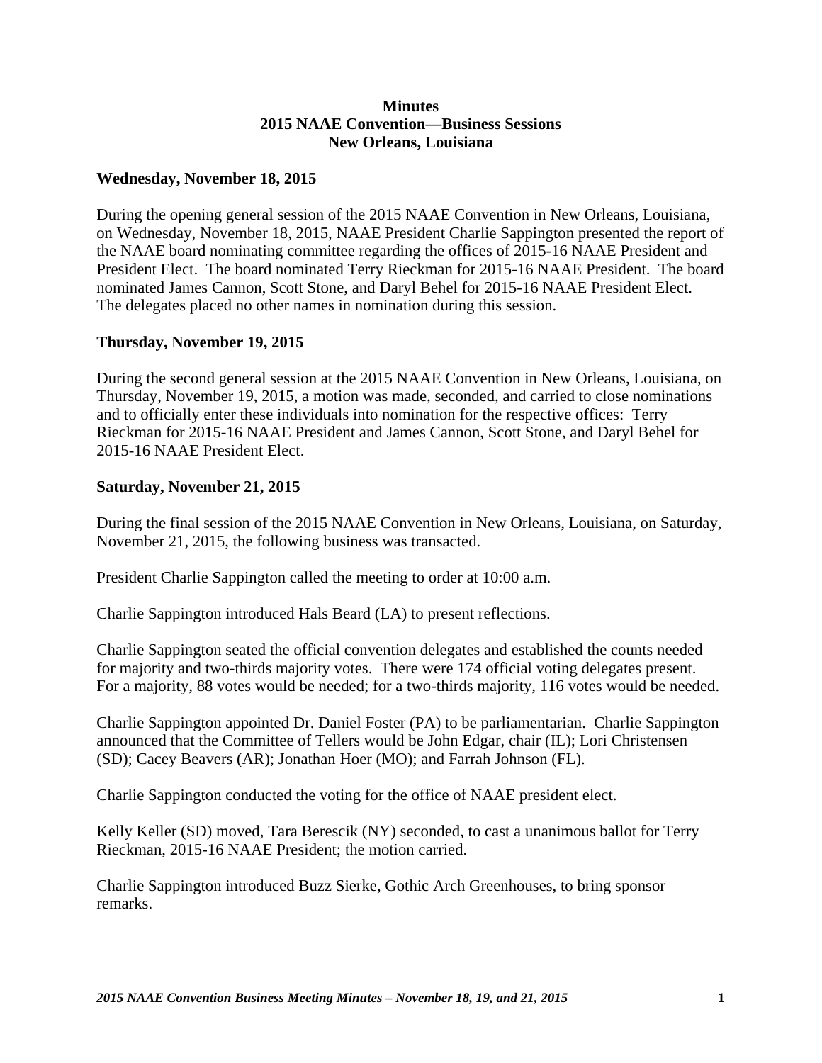# Minutes
## 2015 NAAE Convention—Business Sessions
## New Orleans, Louisiana

### Wednesday, November 18, 2015

During the opening general session of the 2015 NAAE Convention in New Orleans, Louisiana, on Wednesday, November 18, 2015, NAAE President Charlie Sappington presented the report of the NAAE board nominating committee regarding the offices of 2015-16 NAAE President and President Elect. The board nominated Terry Rieckman for 2015-16 NAAE President. The board nominated James Cannon, Scott Stone, and Daryl Behel for 2015-16 NAAE President Elect. The delegates placed no other names in nomination during this session.

### Thursday, November 19, 2015

During the second general session at the 2015 NAAE Convention in New Orleans, Louisiana, on Thursday, November 19, 2015, a motion was made, seconded, and carried to close nominations and to officially enter these individuals into nomination for the respective offices: Terry Rieckman for 2015-16 NAAE President and James Cannon, Scott Stone, and Daryl Behel for 2015-16 NAAE President Elect.

### Saturday, November 21, 2015

During the final session of the 2015 NAAE Convention in New Orleans, Louisiana, on Saturday, November 21, 2015, the following business was transacted.

President Charlie Sappington called the meeting to order at 10:00 a.m.

Charlie Sappington introduced Hals Beard (LA) to present reflections.

Charlie Sappington seated the official convention delegates and established the counts needed for majority and two-thirds majority votes. There were 174 official voting delegates present. For a majority, 88 votes would be needed; for a two-thirds majority, 116 votes would be needed.

Charlie Sappington appointed Dr. Daniel Foster (PA) to be parliamentarian. Charlie Sappington announced that the Committee of Tellers would be John Edgar, chair (IL); Lori Christensen (SD); Cacey Beavers (AR); Jonathan Hoer (MO); and Farrah Johnson (FL).

Charlie Sappington conducted the voting for the office of NAAE president elect.

Kelly Keller (SD) moved, Tara Berescik (NY) seconded, to cast a unanimous ballot for Terry Rieckman, 2015-16 NAAE President; the motion carried.

Charlie Sappington introduced Buzz Sierke, Gothic Arch Greenhouses, to bring sponsor remarks.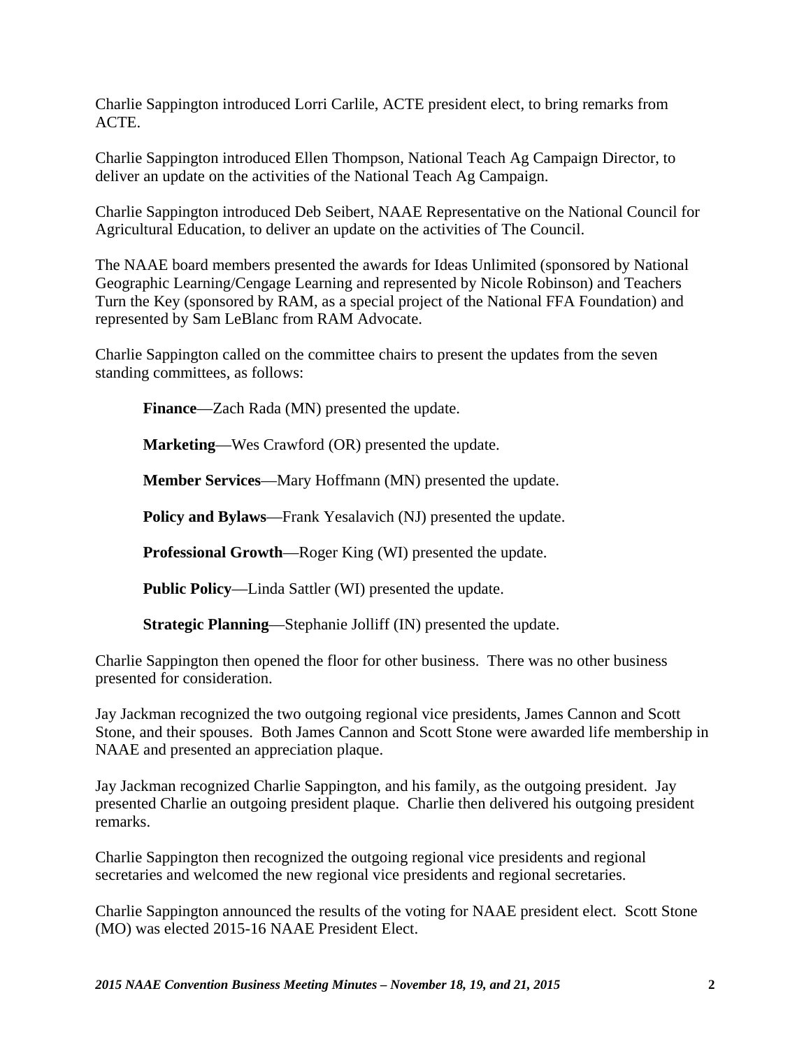Charlie Sappington introduced Lorri Carlile, ACTE president elect, to bring remarks from ACTE.

Charlie Sappington introduced Ellen Thompson, National Teach Ag Campaign Director, to deliver an update on the activities of the National Teach Ag Campaign.

Charlie Sappington introduced Deb Seibert, NAAE Representative on the National Council for Agricultural Education, to deliver an update on the activities of The Council.

The NAAE board members presented the awards for Ideas Unlimited (sponsored by National Geographic Learning/Cengage Learning and represented by Nicole Robinson) and Teachers Turn the Key (sponsored by RAM, as a special project of the National FFA Foundation) and represented by Sam LeBlanc from RAM Advocate.

Charlie Sappington called on the committee chairs to present the updates from the seven standing committees, as follows:

**Finance**—Zach Rada (MN) presented the update.

**Marketing**—Wes Crawford (OR) presented the update.

**Member Services**—Mary Hoffmann (MN) presented the update.

**Policy and Bylaws**—Frank Yesalavich (NJ) presented the update.

**Professional Growth**—Roger King (WI) presented the update.

**Public Policy**—Linda Sattler (WI) presented the update.

**Strategic Planning**—Stephanie Jolliff (IN) presented the update.

Charlie Sappington then opened the floor for other business. There was no other business presented for consideration.

Jay Jackman recognized the two outgoing regional vice presidents, James Cannon and Scott Stone, and their spouses. Both James Cannon and Scott Stone were awarded life membership in NAAE and presented an appreciation plaque.

Jay Jackman recognized Charlie Sappington, and his family, as the outgoing president. Jay presented Charlie an outgoing president plaque. Charlie then delivered his outgoing president remarks.

Charlie Sappington then recognized the outgoing regional vice presidents and regional secretaries and welcomed the new regional vice presidents and regional secretaries.

Charlie Sappington announced the results of the voting for NAAE president elect. Scott Stone (MO) was elected 2015-16 NAAE President Elect.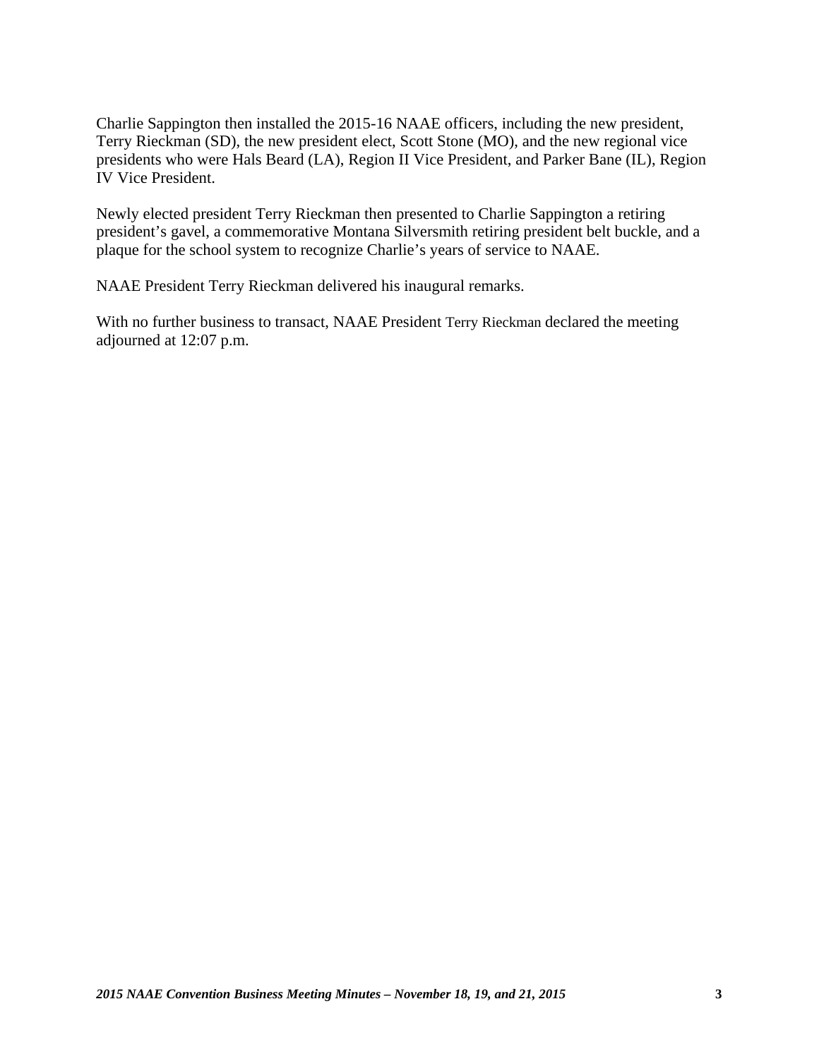Charlie Sappington then installed the 2015-16 NAAE officers, including the new president, Terry Rieckman (SD), the new president elect, Scott Stone (MO), and the new regional vice presidents who were Hals Beard (LA), Region II Vice President, and Parker Bane (IL), Region IV Vice President.

Newly elected president Terry Rieckman then presented to Charlie Sappington a retiring president's gavel, a commemorative Montana Silversmith retiring president belt buckle, and a plaque for the school system to recognize Charlie's years of service to NAAE.

NAAE President Terry Rieckman delivered his inaugural remarks.

With no further business to transact, NAAE President Terry Rieckman declared the meeting adjourned at 12:07 p.m.